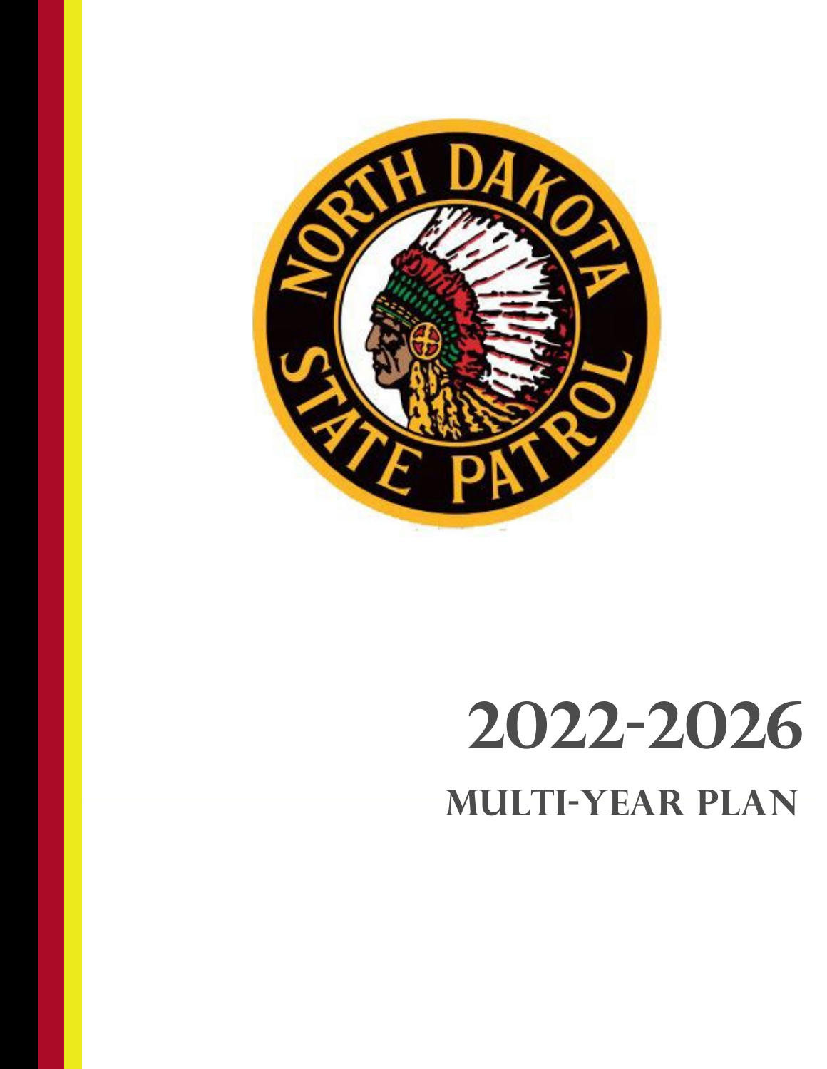# 2022-2026

## MULTI-YEAR PLAN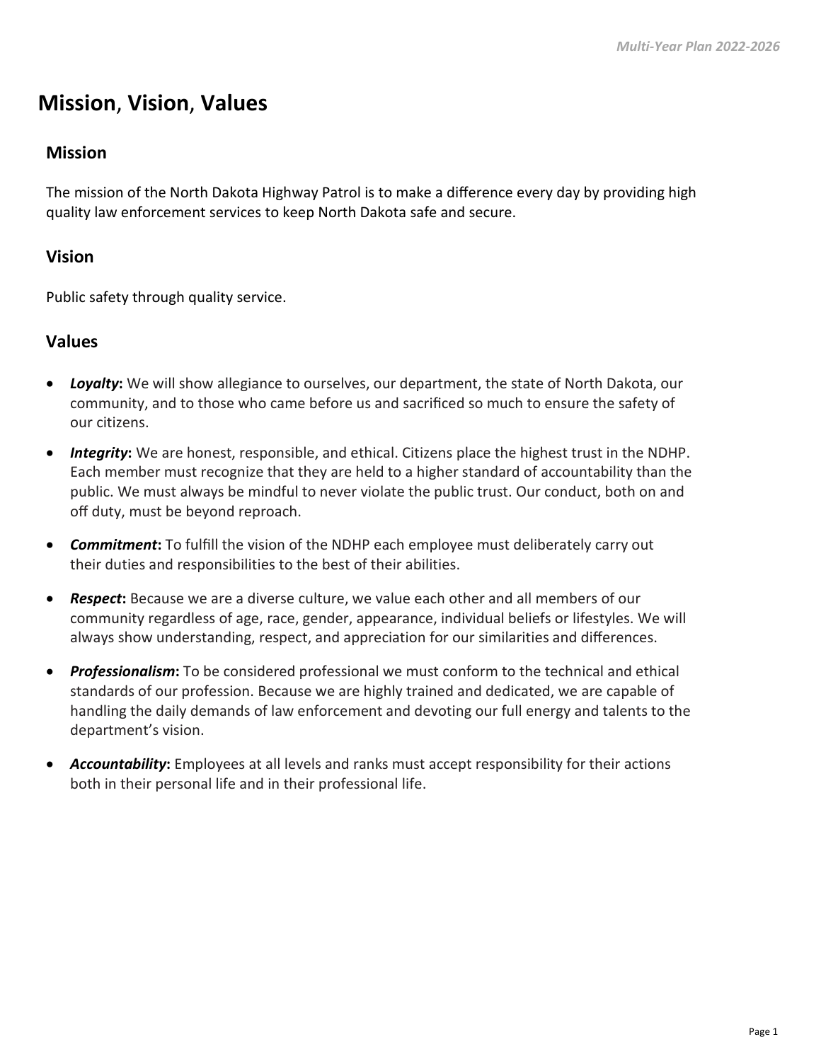# Mission, Vision, Values

## Mission

The mission of the North Dakota Highway Patrol is to make a difference every day by providing high quality law enforcement services to keep North Dakota safe and secure.

## Vision

Public safety through quality service.

## Values

- ***Loyalty*:** We will show allegiance to ourselves, our department, the state of North Dakota, our community, and to those who came before us and sacrificed so much to ensure the safety of our citizens.
- ***Integrity*:** We are honest, responsible, and ethical. Citizens place the highest trust in the NDHP. Each member must recognize that they are held to a higher standard of accountability than the public. We must always be mindful to never violate the public trust. Our conduct, both on and off duty, must be beyond reproach.
- ***Commitment*:** To fulfill the vision of the NDHP each employee must deliberately carry out their duties and responsibilities to the best of their abilities.
- ***Respect*:** Because we are a diverse culture, we value each other and all members of our community regardless of age, race, gender, appearance, individual beliefs or lifestyles. We will always show understanding, respect, and appreciation for our similarities and differences.
- ***Professionalism*:** To be considered professional we must conform to the technical and ethical standards of our profession. Because we are highly trained and dedicated, we are capable of handling the daily demands of law enforcement and devoting our full energy and talents to the department's vision.
- ***Accountability*:** Employees at all levels and ranks must accept responsibility for their actions both in their personal life and in their professional life.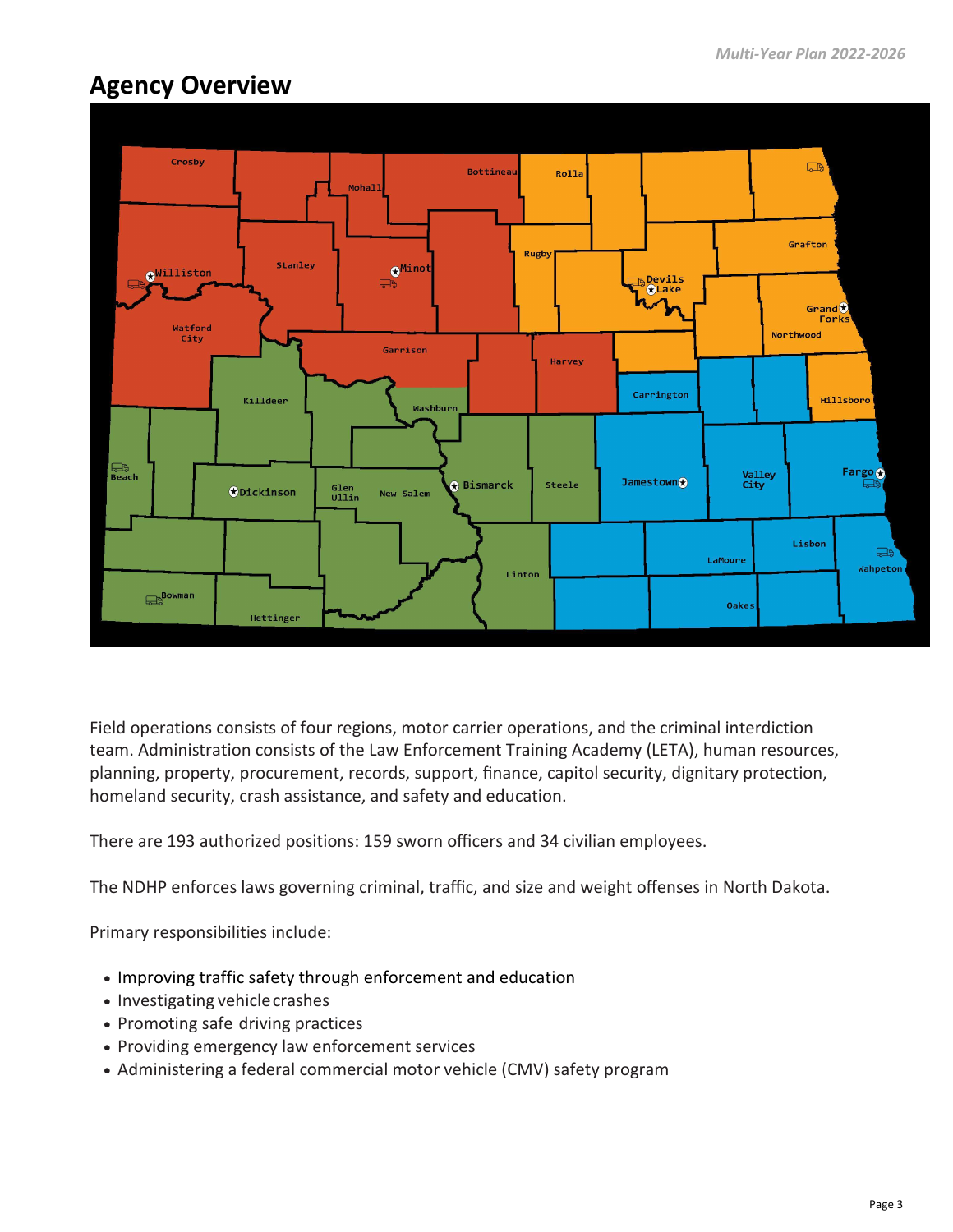## Agency Overview

Field operations consists of four regions, motor carrier operations, and the criminal interdiction team. Administration consists of the Law Enforcement Training Academy (LETA), human resources, planning, property, procurement, records, support, finance, capitol security, dignitary protection, homeland security, crash assistance, and safety and education.

There are 193 authorized positions: 159 sworn officers and 34 civilian employees.

The NDHP enforces laws governing criminal, traffic, and size and weight offenses in North Dakota.

Primary responsibilities include:

- Improving traffic safety through enforcement and education
- Investigating vehicle crashes
- Promoting safe driving practices
- Providing emergency law enforcement services
- Administering a federal commercial motor vehicle (CMV) safety program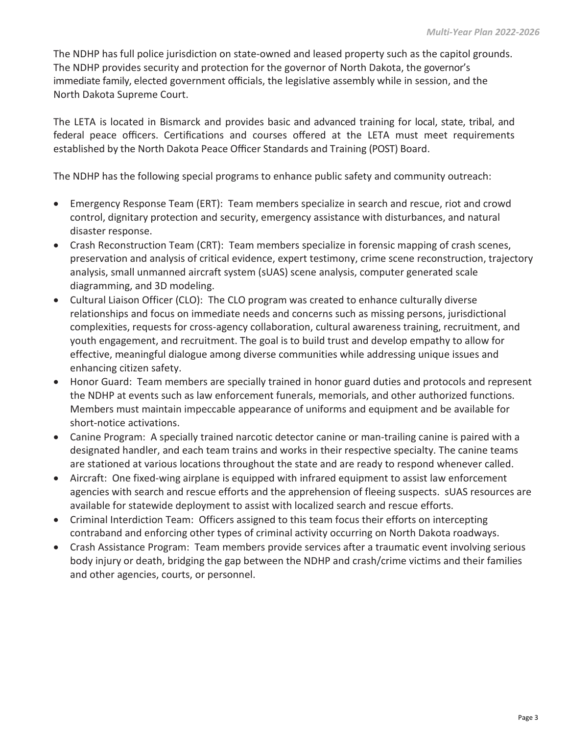The NDHP has full police jurisdiction on state-owned and leased property such as the capitol grounds. The NDHP provides security and protection for the governor of North Dakota, the governor's immediate family, elected government officials, the legislative assembly while in session, and the North Dakota Supreme Court.

The LETA is located in Bismarck and provides basic and advanced training for local, state, tribal, and federal peace officers. Certifications and courses offered at the LETA must meet requirements established by the North Dakota Peace Officer Standards and Training (POST) Board.

The NDHP has the following special programs to enhance public safety and community outreach:

- Emergency Response Team (ERT): Team members specialize in search and rescue, riot and crowd control, dignitary protection and security, emergency assistance with disturbances, and natural disaster response.
- Crash Reconstruction Team (CRT): Team members specialize in forensic mapping of crash scenes, preservation and analysis of critical evidence, expert testimony, crime scene reconstruction, trajectory analysis, small unmanned aircraft system (sUAS) scene analysis, computer generated scale diagramming, and 3D modeling.
- Cultural Liaison Officer (CLO): The CLO program was created to enhance culturally diverse relationships and focus on immediate needs and concerns such as missing persons, jurisdictional complexities, requests for cross-agency collaboration, cultural awareness training, recruitment, and youth engagement, and recruitment. The goal is to build trust and develop empathy to allow for effective, meaningful dialogue among diverse communities while addressing unique issues and enhancing citizen safety.
- Honor Guard: Team members are specially trained in honor guard duties and protocols and represent the NDHP at events such as law enforcement funerals, memorials, and other authorized functions. Members must maintain impeccable appearance of uniforms and equipment and be available for short-notice activations.
- Canine Program: A specially trained narcotic detector canine or man-trailing canine is paired with a designated handler, and each team trains and works in their respective specialty. The canine teams are stationed at various locations throughout the state and are ready to respond whenever called.
- Aircraft: One fixed-wing airplane is equipped with infrared equipment to assist law enforcement agencies with search and rescue efforts and the apprehension of fleeing suspects. sUAS resources are available for statewide deployment to assist with localized search and rescue efforts.
- Criminal Interdiction Team: Officers assigned to this team focus their efforts on intercepting contraband and enforcing other types of criminal activity occurring on North Dakota roadways.
- Crash Assistance Program: Team members provide services after a traumatic event involving serious body injury or death, bridging the gap between the NDHP and crash/crime victims and their families and other agencies, courts, or personnel.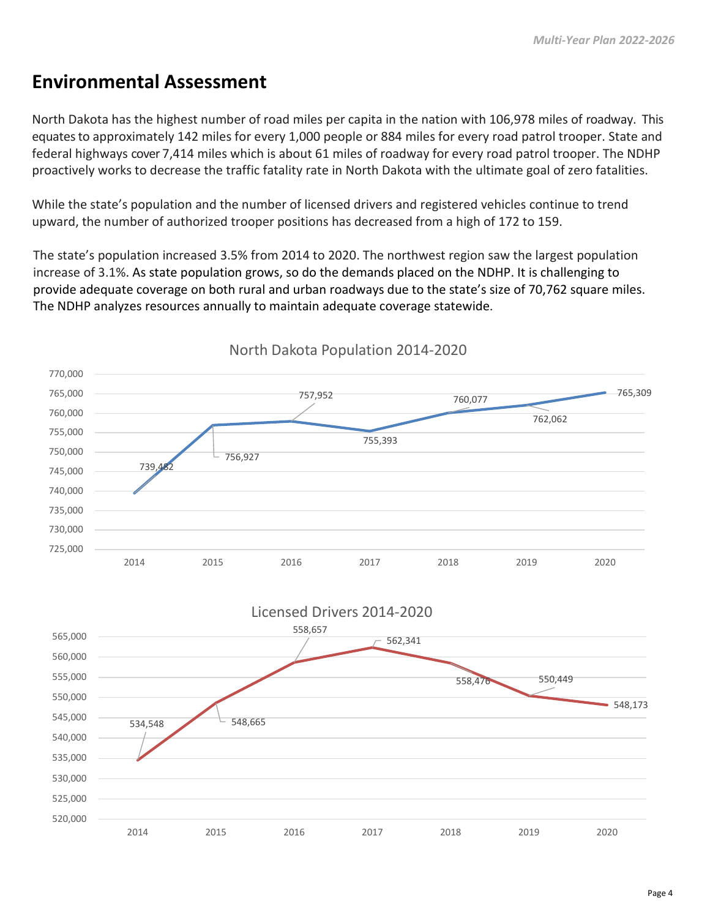## Environmental Assessment

North Dakota has the highest number of road miles per capita in the nation with 106,978 miles of roadway. This equates to approximately 142 miles for every 1,000 people or 884 miles for every road patrol trooper. State and federal highways cover 7,414 miles which is about 61 miles of roadway for every road patrol trooper. The NDHP proactively works to decrease the traffic fatality rate in North Dakota with the ultimate goal of zero fatalities.

While the state's population and the number of licensed drivers and registered vehicles continue to trend upward, the number of authorized trooper positions has decreased from a high of 172 to 159.

The state's population increased 3.5% from 2014 to 2020. The northwest region saw the largest population increase of 3.1%. As state population grows, so do the demands placed on the NDHP. It is challenging to provide adequate coverage on both rural and urban roadways due to the state's size of 70,762 square miles. The NDHP analyzes resources annually to maintain adequate coverage statewide.

North Dakota Population 2014-2020

| Year | Population |
|---|---|
| 2014 | 739,482 |
| 2015 | 756,927 |
| 2016 | 757,952 |
| 2017 | 755,393 |
| 2018 | 760,077 |
| 2019 | 762,062 |
| 2020 | 765,309 |

Licensed Drivers 2014-2020

| Year | Licensed Drivers |
|---|---|
| 2014 | 534,548 |
| 2015 | 548,665 |
| 2016 | 558,657 |
| 2017 | 562,341 |
| 2018 | 558,476 |
| 2019 | 550,449 |
| 2020 | 548,173 |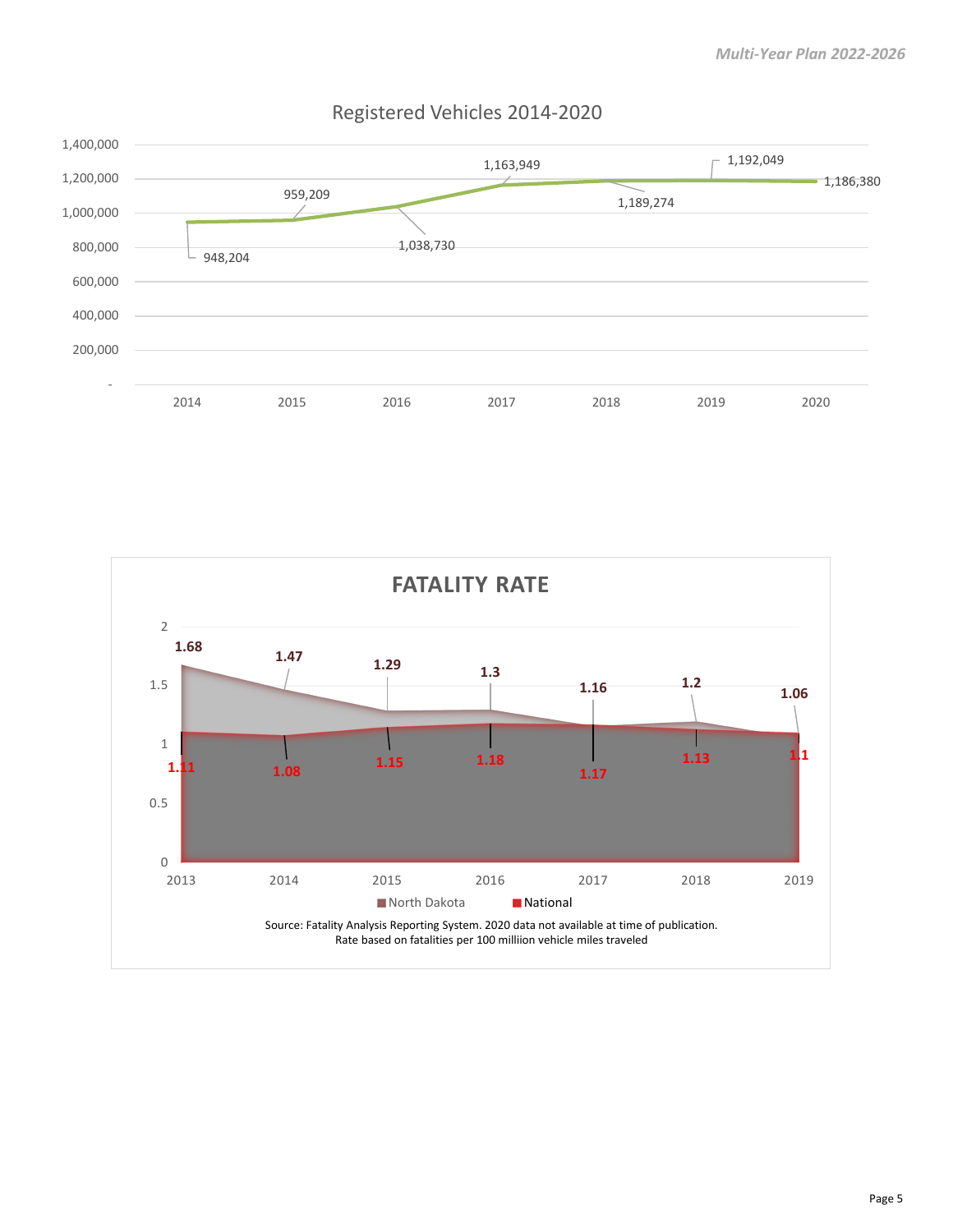## Registered Vehicles 2014-2020

| Year | Registered Vehicles |
|---|---|
| 2014 | 948,204 |
| 2015 | 959,209 |
| 2016 | 1,038,730 |
| 2017 | 1,163,949 |
| 2018 | 1,189,274 |
| 2019 | 1,192,049 |
| 2020 | 1,186,380 |

## FATALITY RATE

| Year | North Dakota | National |
|---|---|---|
| 2013 | 1.68 | 1.11 |
| 2014 | 1.47 | 1.08 |
| 2015 | 1.29 | 1.15 |
| 2016 | 1.3 | 1.18 |
| 2017 | 1.16 | 1.17 |
| 2018 | 1.2 | 1.13 |
| 2019 | 1.06 | 1.1 |

Source: Fatality Analysis Reporting System. 2020 data not available at time of publication.
Rate based on fatalities per 100 milliion vehicle miles traveled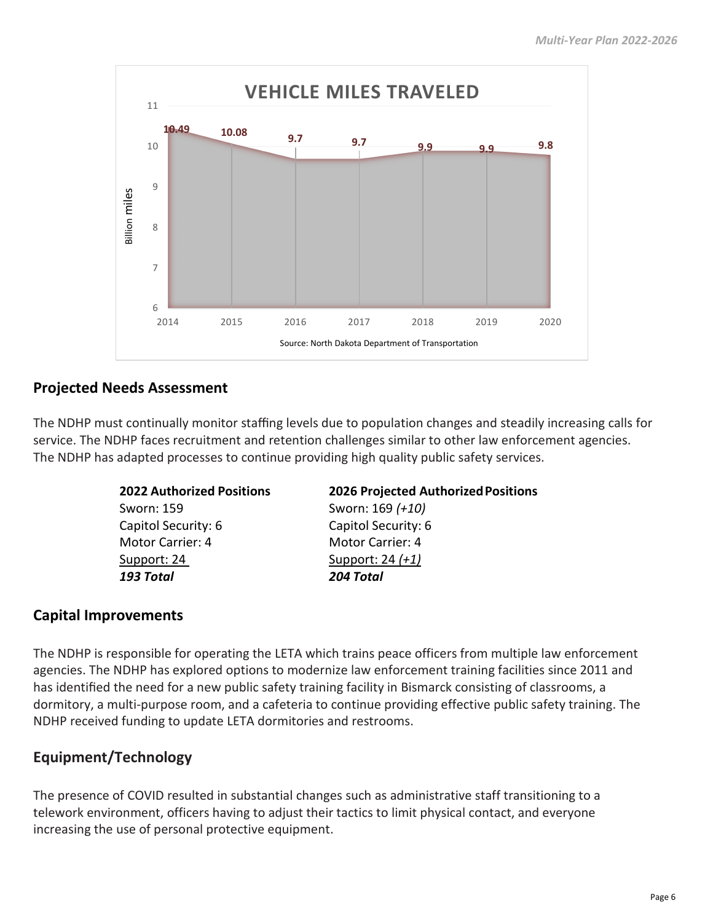**VEHICLE MILES TRAVELED**

| Year | Billion miles |
|---|---|
| 2014 | 10.49 |
| 2015 | 10.08 |
| 2016 | 9.7 |
| 2017 | 9.7 |
| 2018 | 9.9 |
| 2019 | 9.9 |
| 2020 | 9.8 |

Source: North Dakota Department of Transportation

## Projected Needs Assessment

The NDHP must continually monitor staffing levels due to population changes and steadily increasing calls for service. The NDHP faces recruitment and retention challenges similar to other law enforcement agencies. The NDHP has adapted processes to continue providing high quality public safety services.

| 2022 Authorized Positions | 2026 Projected Authorized Positions |
|---|---|
| Sworn: 159 | Sworn: 169 *(+10)* |
| Capitol Security: 6 | Capitol Security: 6 |
| Motor Carrier: 4 | Motor Carrier: 4 |
| Support: 24 | Support: 24 *(+1)* |
| ***193 Total*** | ***204 Total*** |

## Capital Improvements

The NDHP is responsible for operating the LETA which trains peace officers from multiple law enforcement agencies. The NDHP has explored options to modernize law enforcement training facilities since 2011 and has identified the need for a new public safety training facility in Bismarck consisting of classrooms, a dormitory, a multi-purpose room, and a cafeteria to continue providing effective public safety training. The NDHP received funding to update LETA dormitories and restrooms.

## Equipment/Technology

The presence of COVID resulted in substantial changes such as administrative staff transitioning to a telework environment, officers having to adjust their tactics to limit physical contact, and everyone increasing the use of personal protective equipment.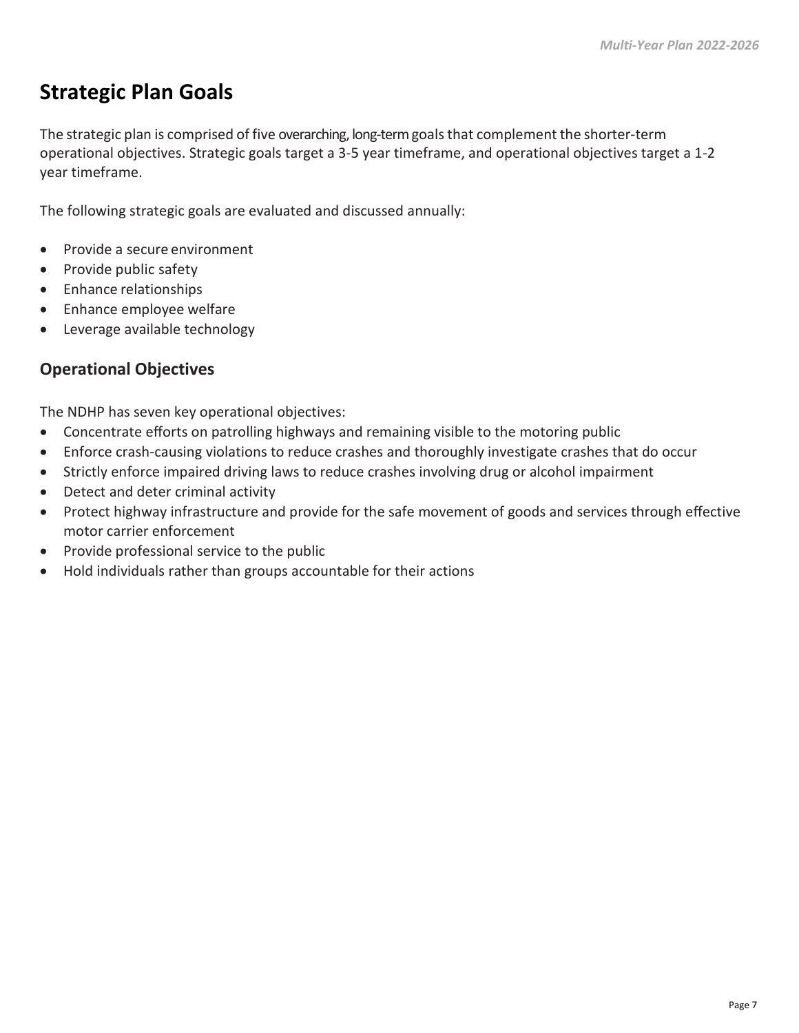# Strategic Plan Goals

The strategic plan is comprised of five overarching, long-term goals that complement the shorter-term operational objectives. Strategic goals target a 3-5 year timeframe, and operational objectives target a 1-2 year timeframe.

The following strategic goals are evaluated and discussed annually:

- Provide a secure environment
- Provide public safety
- Enhance relationships
- Enhance employee welfare
- Leverage available technology

## Operational Objectives

The NDHP has seven key operational objectives:

- Concentrate efforts on patrolling highways and remaining visible to the motoring public
- Enforce crash-causing violations to reduce crashes and thoroughly investigate crashes that do occur
- Strictly enforce impaired driving laws to reduce crashes involving drug or alcohol impairment
- Detect and deter criminal activity
- Protect highway infrastructure and provide for the safe movement of goods and services through effective motor carrier enforcement
- Provide professional service to the public
- Hold individuals rather than groups accountable for their actions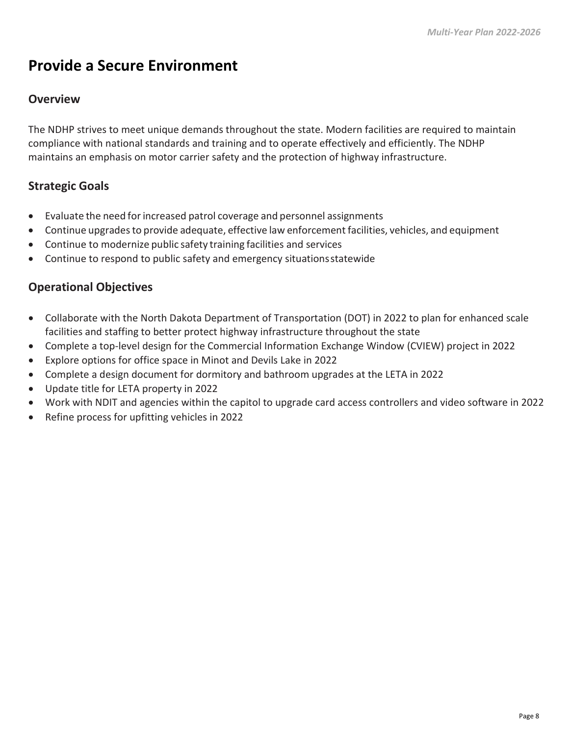# Provide a Secure Environment

## Overview

The NDHP strives to meet unique demands throughout the state. Modern facilities are required to maintain compliance with national standards and training and to operate effectively and efficiently. The NDHP maintains an emphasis on motor carrier safety and the protection of highway infrastructure.

## Strategic Goals

- Evaluate the need for increased patrol coverage and personnel assignments
- Continue upgrades to provide adequate, effective law enforcement facilities, vehicles, and equipment
- Continue to modernize public safety training facilities and services
- Continue to respond to public safety and emergency situations statewide

## Operational Objectives

- Collaborate with the North Dakota Department of Transportation (DOT) in 2022 to plan for enhanced scale facilities and staffing to better protect highway infrastructure throughout the state
- Complete a top-level design for the Commercial Information Exchange Window (CVIEW) project in 2022
- Explore options for office space in Minot and Devils Lake in 2022
- Complete a design document for dormitory and bathroom upgrades at the LETA in 2022
- Update title for LETA property in 2022
- Work with NDIT and agencies within the capitol to upgrade card access controllers and video software in 2022
- Refine process for upfitting vehicles in 2022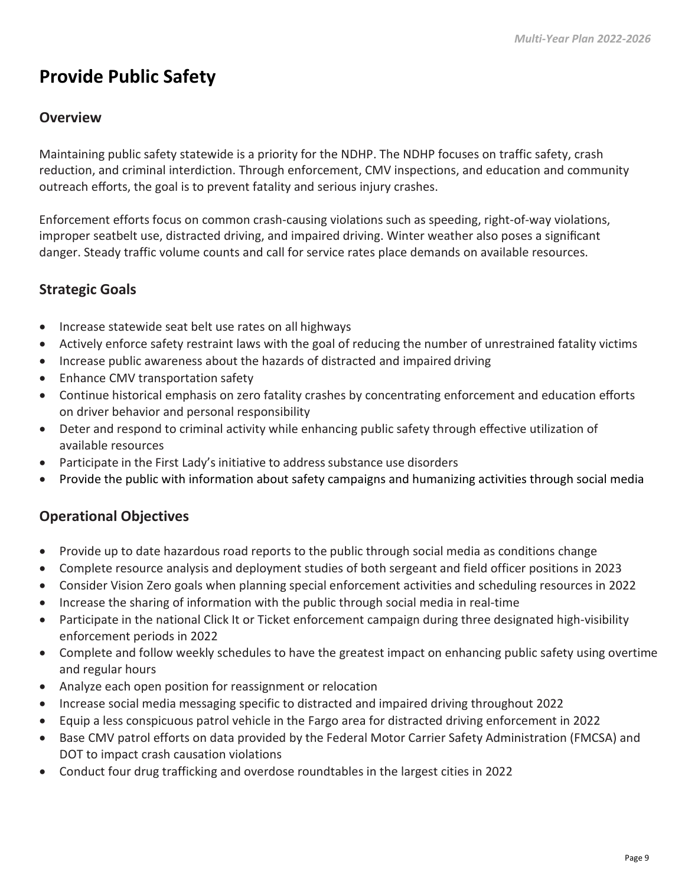# Provide Public Safety

## Overview

Maintaining public safety statewide is a priority for the NDHP. The NDHP focuses on traffic safety, crash reduction, and criminal interdiction. Through enforcement, CMV inspections, and education and community outreach efforts, the goal is to prevent fatality and serious injury crashes.

Enforcement efforts focus on common crash-causing violations such as speeding, right-of-way violations, improper seatbelt use, distracted driving, and impaired driving. Winter weather also poses a significant danger. Steady traffic volume counts and call for service rates place demands on available resources.

## Strategic Goals

- Increase statewide seat belt use rates on all highways
- Actively enforce safety restraint laws with the goal of reducing the number of unrestrained fatality victims
- Increase public awareness about the hazards of distracted and impaired driving
- Enhance CMV transportation safety
- Continue historical emphasis on zero fatality crashes by concentrating enforcement and education efforts on driver behavior and personal responsibility
- Deter and respond to criminal activity while enhancing public safety through effective utilization of available resources
- Participate in the First Lady's initiative to address substance use disorders
- Provide the public with information about safety campaigns and humanizing activities through social media

## Operational Objectives

- Provide up to date hazardous road reports to the public through social media as conditions change
- Complete resource analysis and deployment studies of both sergeant and field officer positions in 2023
- Consider Vision Zero goals when planning special enforcement activities and scheduling resources in 2022
- Increase the sharing of information with the public through social media in real-time
- Participate in the national Click It or Ticket enforcement campaign during three designated high-visibility enforcement periods in 2022
- Complete and follow weekly schedules to have the greatest impact on enhancing public safety using overtime and regular hours
- Analyze each open position for reassignment or relocation
- Increase social media messaging specific to distracted and impaired driving throughout 2022
- Equip a less conspicuous patrol vehicle in the Fargo area for distracted driving enforcement in 2022
- Base CMV patrol efforts on data provided by the Federal Motor Carrier Safety Administration (FMCSA) and DOT to impact crash causation violations
- Conduct four drug trafficking and overdose roundtables in the largest cities in 2022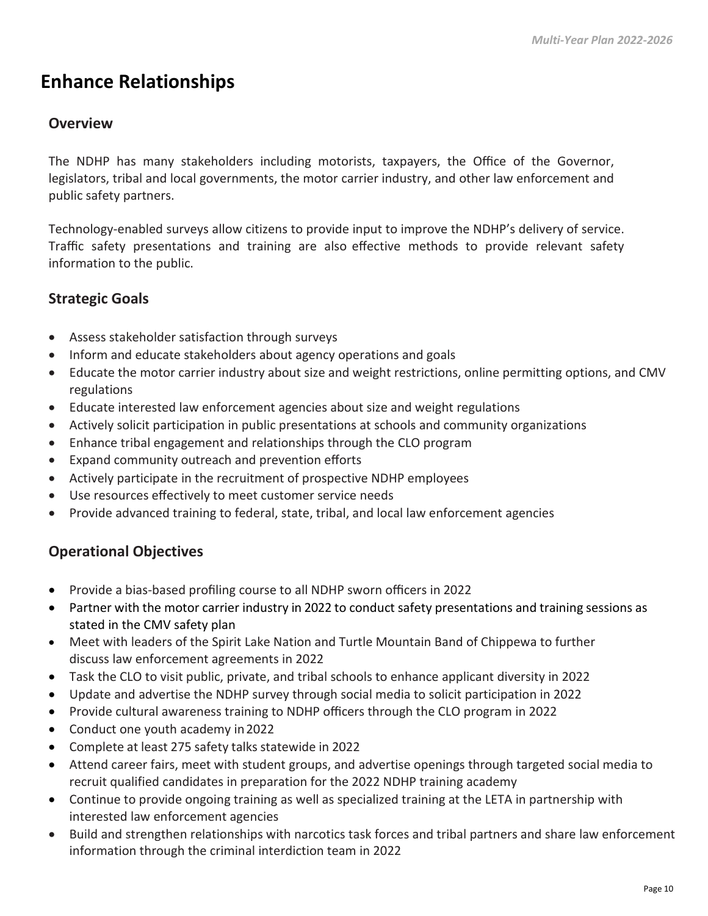# Enhance Relationships

## Overview

The NDHP has many stakeholders including motorists, taxpayers, the Office of the Governor, legislators, tribal and local governments, the motor carrier industry, and other law enforcement and public safety partners.

Technology-enabled surveys allow citizens to provide input to improve the NDHP's delivery of service. Traffic safety presentations and training are also effective methods to provide relevant safety information to the public.

## Strategic Goals

- Assess stakeholder satisfaction through surveys
- Inform and educate stakeholders about agency operations and goals
- Educate the motor carrier industry about size and weight restrictions, online permitting options, and CMV regulations
- Educate interested law enforcement agencies about size and weight regulations
- Actively solicit participation in public presentations at schools and community organizations
- Enhance tribal engagement and relationships through the CLO program
- Expand community outreach and prevention efforts
- Actively participate in the recruitment of prospective NDHP employees
- Use resources effectively to meet customer service needs
- Provide advanced training to federal, state, tribal, and local law enforcement agencies

## Operational Objectives

- Provide a bias-based profiling course to all NDHP sworn officers in 2022
- Partner with the motor carrier industry in 2022 to conduct safety presentations and training sessions as stated in the CMV safety plan
- Meet with leaders of the Spirit Lake Nation and Turtle Mountain Band of Chippewa to further discuss law enforcement agreements in 2022
- Task the CLO to visit public, private, and tribal schools to enhance applicant diversity in 2022
- Update and advertise the NDHP survey through social media to solicit participation in 2022
- Provide cultural awareness training to NDHP officers through the CLO program in 2022
- Conduct one youth academy in 2022
- Complete at least 275 safety talks statewide in 2022
- Attend career fairs, meet with student groups, and advertise openings through targeted social media to recruit qualified candidates in preparation for the 2022 NDHP training academy
- Continue to provide ongoing training as well as specialized training at the LETA in partnership with interested law enforcement agencies
- Build and strengthen relationships with narcotics task forces and tribal partners and share law enforcement information through the criminal interdiction team in 2022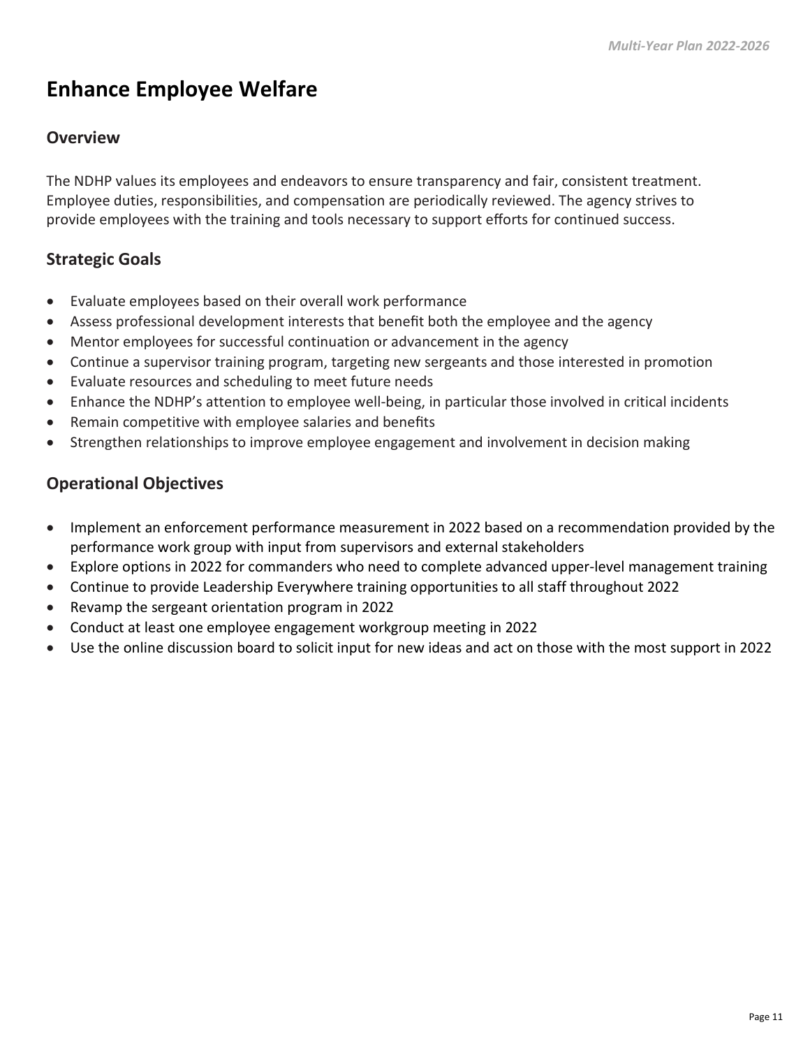# Enhance Employee Welfare

## Overview

The NDHP values its employees and endeavors to ensure transparency and fair, consistent treatment. Employee duties, responsibilities, and compensation are periodically reviewed. The agency strives to provide employees with the training and tools necessary to support efforts for continued success.

## Strategic Goals

- Evaluate employees based on their overall work performance
- Assess professional development interests that benefit both the employee and the agency
- Mentor employees for successful continuation or advancement in the agency
- Continue a supervisor training program, targeting new sergeants and those interested in promotion
- Evaluate resources and scheduling to meet future needs
- Enhance the NDHP's attention to employee well-being, in particular those involved in critical incidents
- Remain competitive with employee salaries and benefits
- Strengthen relationships to improve employee engagement and involvement in decision making

## Operational Objectives

- Implement an enforcement performance measurement in 2022 based on a recommendation provided by the performance work group with input from supervisors and external stakeholders
- Explore options in 2022 for commanders who need to complete advanced upper-level management training
- Continue to provide Leadership Everywhere training opportunities to all staff throughout 2022
- Revamp the sergeant orientation program in 2022
- Conduct at least one employee engagement workgroup meeting in 2022
- Use the online discussion board to solicit input for new ideas and act on those with the most support in 2022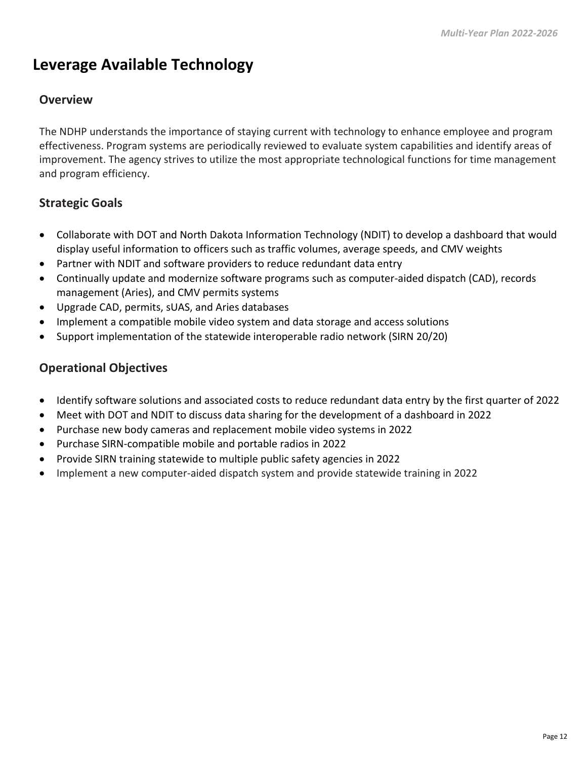# Leverage Available Technology

## Overview

The NDHP understands the importance of staying current with technology to enhance employee and program effectiveness. Program systems are periodically reviewed to evaluate system capabilities and identify areas of improvement. The agency strives to utilize the most appropriate technological functions for time management and program efficiency.

## Strategic Goals

- Collaborate with DOT and North Dakota Information Technology (NDIT) to develop a dashboard that would display useful information to officers such as traffic volumes, average speeds, and CMV weights
- Partner with NDIT and software providers to reduce redundant data entry
- Continually update and modernize software programs such as computer-aided dispatch (CAD), records management (Aries), and CMV permits systems
- Upgrade CAD, permits, sUAS, and Aries databases
- Implement a compatible mobile video system and data storage and access solutions
- Support implementation of the statewide interoperable radio network (SIRN 20/20)

## Operational Objectives

- Identify software solutions and associated costs to reduce redundant data entry by the first quarter of 2022
- Meet with DOT and NDIT to discuss data sharing for the development of a dashboard in 2022
- Purchase new body cameras and replacement mobile video systems in 2022
- Purchase SIRN-compatible mobile and portable radios in 2022
- Provide SIRN training statewide to multiple public safety agencies in 2022
- Implement a new computer-aided dispatch system and provide statewide training in 2022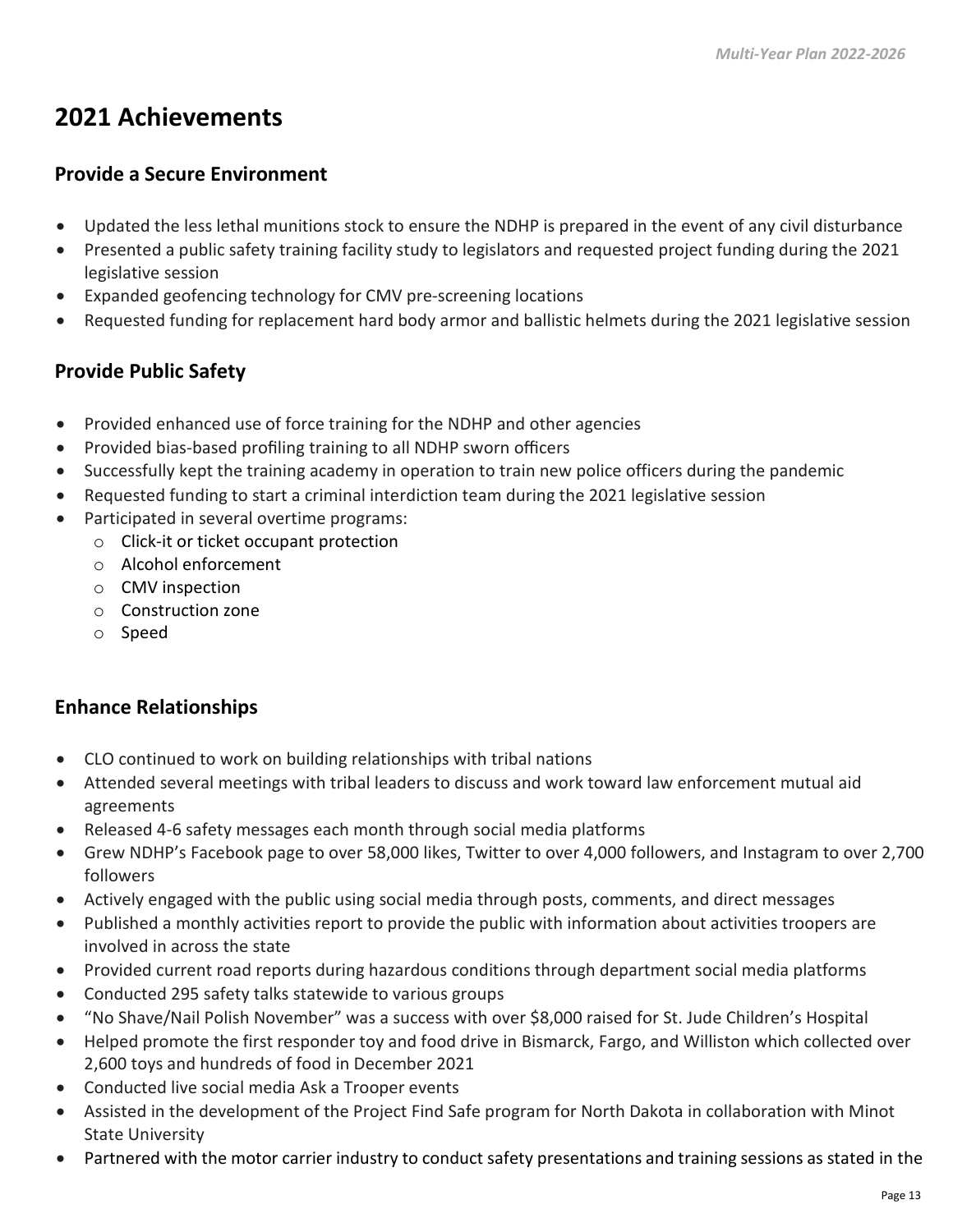# 2021 Achievements

## Provide a Secure Environment

- Updated the less lethal munitions stock to ensure the NDHP is prepared in the event of any civil disturbance
- Presented a public safety training facility study to legislators and requested project funding during the 2021 legislative session
- Expanded geofencing technology for CMV pre-screening locations
- Requested funding for replacement hard body armor and ballistic helmets during the 2021 legislative session

## Provide Public Safety

- Provided enhanced use of force training for the NDHP and other agencies
- Provided bias-based profiling training to all NDHP sworn officers
- Successfully kept the training academy in operation to train new police officers during the pandemic
- Requested funding to start a criminal interdiction team during the 2021 legislative session
- Participated in several overtime programs:
  - Click-it or ticket occupant protection
  - Alcohol enforcement
  - CMV inspection
  - Construction zone
  - Speed

## Enhance Relationships

- CLO continued to work on building relationships with tribal nations
- Attended several meetings with tribal leaders to discuss and work toward law enforcement mutual aid agreements
- Released 4-6 safety messages each month through social media platforms
- Grew NDHP's Facebook page to over 58,000 likes, Twitter to over 4,000 followers, and Instagram to over 2,700 followers
- Actively engaged with the public using social media through posts, comments, and direct messages
- Published a monthly activities report to provide the public with information about activities troopers are involved in across the state
- Provided current road reports during hazardous conditions through department social media platforms
- Conducted 295 safety talks statewide to various groups
- "No Shave/Nail Polish November" was a success with over $8,000 raised for St. Jude Children's Hospital
- Helped promote the first responder toy and food drive in Bismarck, Fargo, and Williston which collected over 2,600 toys and hundreds of food in December 2021
- Conducted live social media Ask a Trooper events
- Assisted in the development of the Project Find Safe program for North Dakota in collaboration with Minot State University
- Partnered with the motor carrier industry to conduct safety presentations and training sessions as stated in the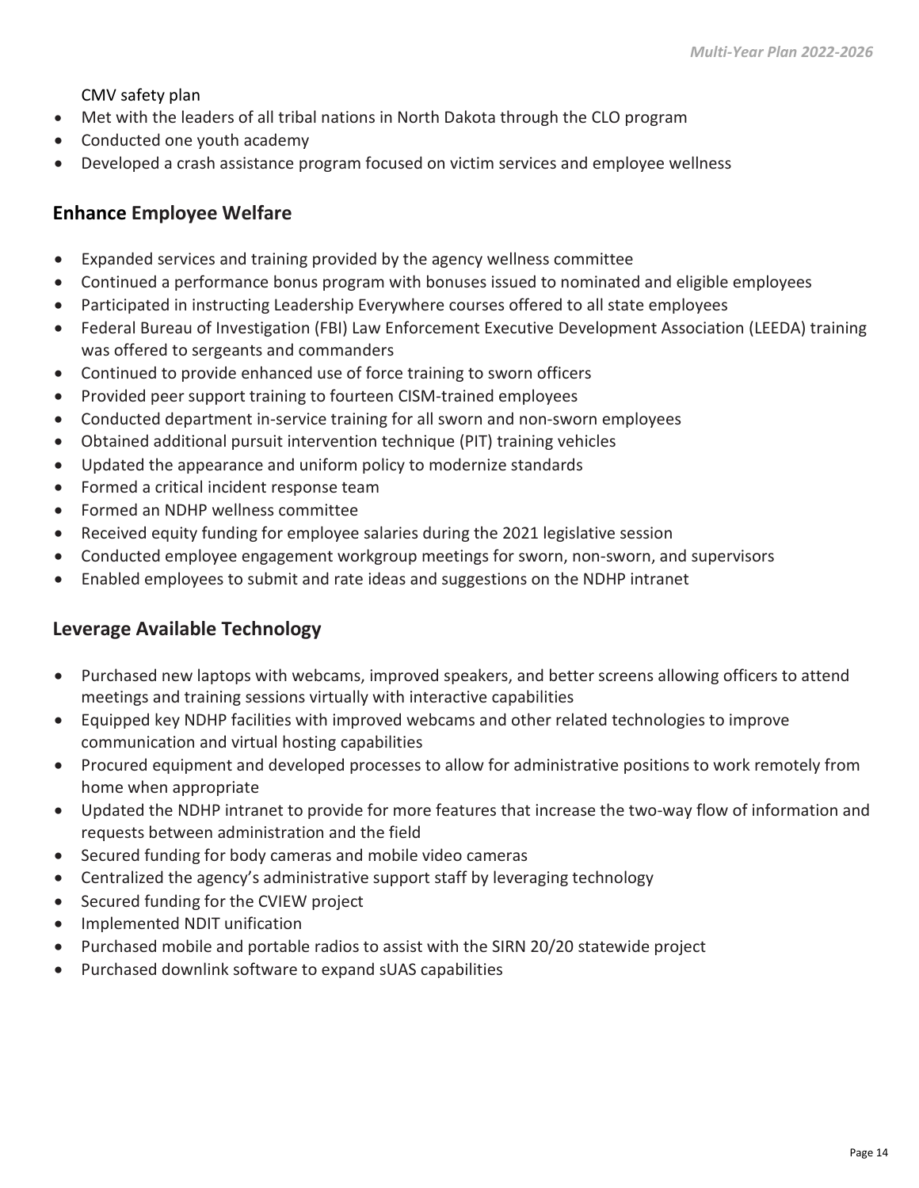CMV safety plan

- Met with the leaders of all tribal nations in North Dakota through the CLO program
- Conducted one youth academy
- Developed a crash assistance program focused on victim services and employee wellness

## Enhance Employee Welfare

- Expanded services and training provided by the agency wellness committee
- Continued a performance bonus program with bonuses issued to nominated and eligible employees
- Participated in instructing Leadership Everywhere courses offered to all state employees
- Federal Bureau of Investigation (FBI) Law Enforcement Executive Development Association (LEEDA) training was offered to sergeants and commanders
- Continued to provide enhanced use of force training to sworn officers
- Provided peer support training to fourteen CISM-trained employees
- Conducted department in-service training for all sworn and non-sworn employees
- Obtained additional pursuit intervention technique (PIT) training vehicles
- Updated the appearance and uniform policy to modernize standards
- Formed a critical incident response team
- Formed an NDHP wellness committee
- Received equity funding for employee salaries during the 2021 legislative session
- Conducted employee engagement workgroup meetings for sworn, non-sworn, and supervisors
- Enabled employees to submit and rate ideas and suggestions on the NDHP intranet

## Leverage Available Technology

- Purchased new laptops with webcams, improved speakers, and better screens allowing officers to attend meetings and training sessions virtually with interactive capabilities
- Equipped key NDHP facilities with improved webcams and other related technologies to improve communication and virtual hosting capabilities
- Procured equipment and developed processes to allow for administrative positions to work remotely from home when appropriate
- Updated the NDHP intranet to provide for more features that increase the two-way flow of information and requests between administration and the field
- Secured funding for body cameras and mobile video cameras
- Centralized the agency's administrative support staff by leveraging technology
- Secured funding for the CVIEW project
- Implemented NDIT unification
- Purchased mobile and portable radios to assist with the SIRN 20/20 statewide project
- Purchased downlink software to expand sUAS capabilities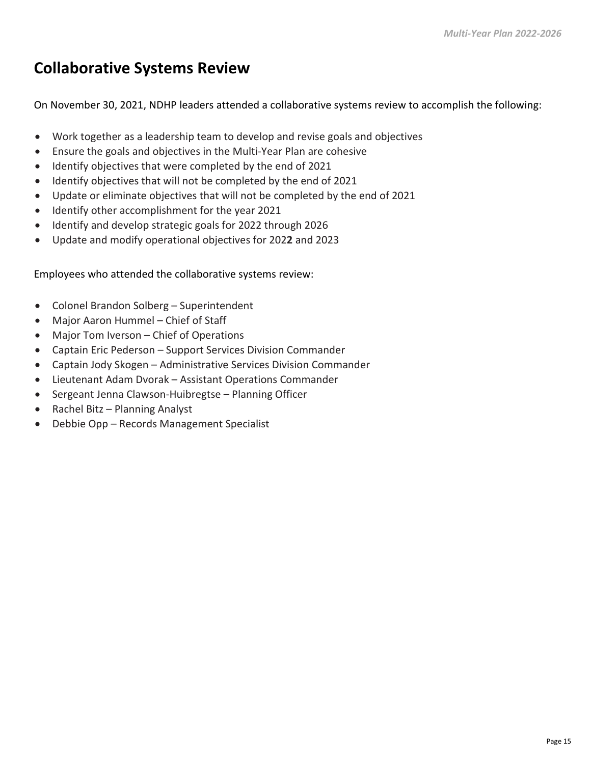## Collaborative Systems Review

On November 30, 2021, NDHP leaders attended a collaborative systems review to accomplish the following:

- Work together as a leadership team to develop and revise goals and objectives
- Ensure the goals and objectives in the Multi-Year Plan are cohesive
- Identify objectives that were completed by the end of 2021
- Identify objectives that will not be completed by the end of 2021
- Update or eliminate objectives that will not be completed by the end of 2021
- Identify other accomplishment for the year 2021
- Identify and develop strategic goals for 2022 through 2026
- Update and modify operational objectives for 202**2** and 2023

Employees who attended the collaborative systems review:

- Colonel Brandon Solberg – Superintendent
- Major Aaron Hummel – Chief of Staff
- Major Tom Iverson – Chief of Operations
- Captain Eric Pederson – Support Services Division Commander
- Captain Jody Skogen – Administrative Services Division Commander
- Lieutenant Adam Dvorak – Assistant Operations Commander
- Sergeant Jenna Clawson-Huibregtse – Planning Officer
- Rachel Bitz – Planning Analyst
- Debbie Opp – Records Management Specialist